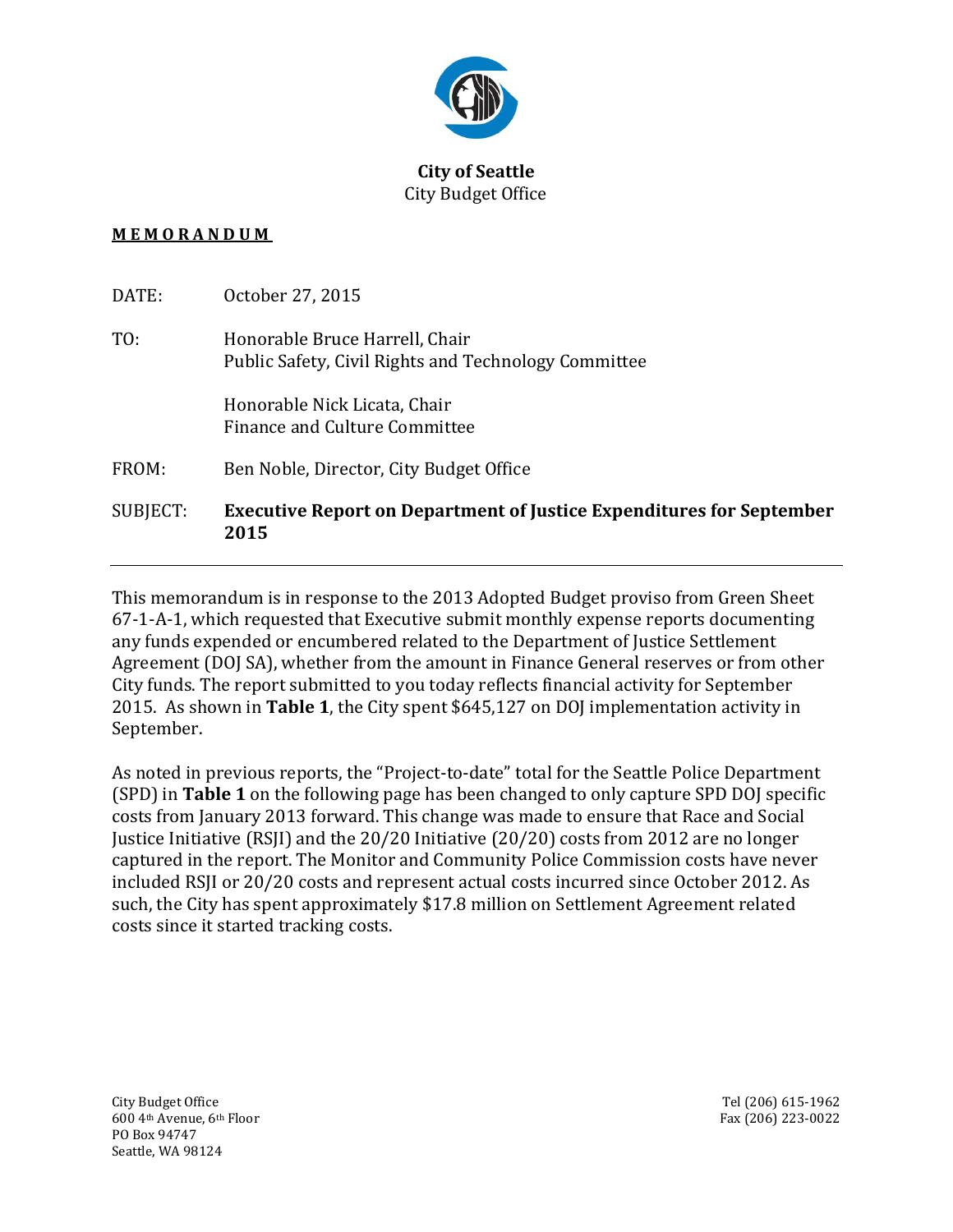**City of Seattle**
City Budget Office

**M E M O R A N D U M**

| | |
|---|---|
| DATE: | October 27, 2015 |
| TO: | Honorable Bruce Harrell, Chair<br>Public Safety, Civil Rights and Technology Committee |
| | Honorable Nick Licata, Chair<br>Finance and Culture Committee |
| FROM: | Ben Noble, Director, City Budget Office |
| SUBJECT: | **Executive Report on Department of Justice Expenditures for September 2015** |

---

This memorandum is in response to the 2013 Adopted Budget proviso from Green Sheet 67-1-A-1, which requested that Executive submit monthly expense reports documenting any funds expended or encumbered related to the Department of Justice Settlement Agreement (DOJ SA), whether from the amount in Finance General reserves or from other City funds. The report submitted to you today reflects financial activity for September 2015. As shown in **Table 1**, the City spent $645,127 on DOJ implementation activity in September.

As noted in previous reports, the "Project-to-date" total for the Seattle Police Department (SPD) in **Table 1** on the following page has been changed to only capture SPD DOJ specific costs from January 2013 forward. This change was made to ensure that Race and Social Justice Initiative (RSJI) and the 20/20 Initiative (20/20) costs from 2012 are no longer captured in the report. The Monitor and Community Police Commission costs have never included RSJI or 20/20 costs and represent actual costs incurred since October 2012. As such, the City has spent approximately $17.8 million on Settlement Agreement related costs since it started tracking costs.

City Budget Office
600 4th Avenue, 6th Floor
PO Box 94747
Seattle, WA 98124

Tel (206) 615-1962
Fax (206) 223-0022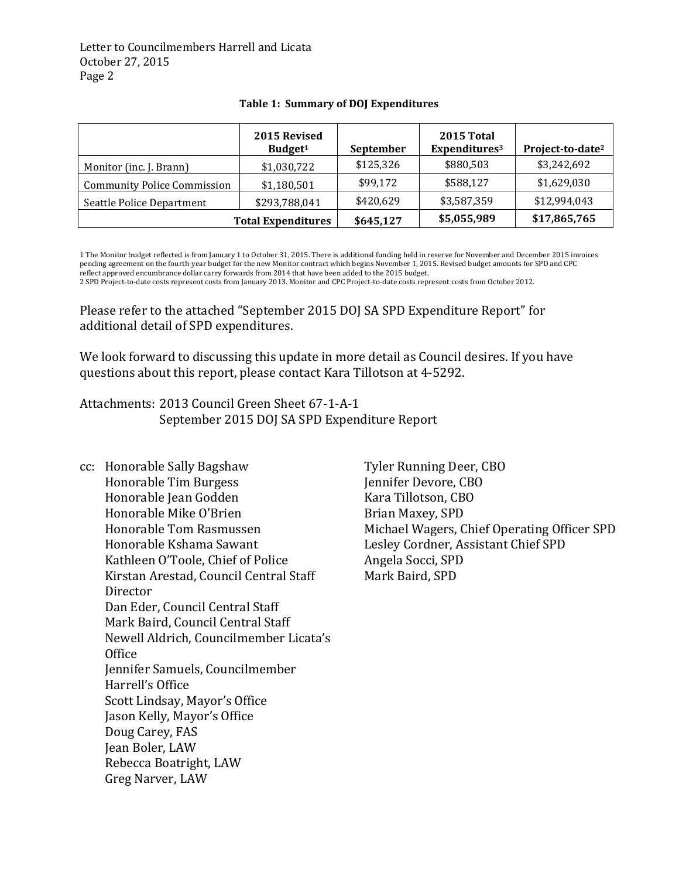Letter to Councilmembers Harrell and Licata
October 27, 2015

**Table 1: Summary of DOJ Expenditures**

| | 2015 Revised Budget[1] | September | 2015 Total Expenditures[3] | Project-to-date[2] |
|---|---|---|---|---|
| Monitor (inc. J. Brann) | $1,030,722 | $125,326 | $880,503 | $3,242,692 |
| Community Police Commission | $1,180,501 | $99,172 | $588,127 | $1,629,030 |
| Seattle Police Department | $293,788,041 | $420,629 | $3,587,359 | $12,994,043 |
| | **Total Expenditures** | **$645,127** | **$5,055,989** | **$17,865,765** |

1 The Monitor budget reflected is from January 1 to October 31, 2015. There is additional funding held in reserve for November and December 2015 invoices pending agreement on the fourth-year budget for the new Monitor contract which begins November 1, 2015. Revised budget amounts for SPD and CPC reflect approved encumbrance dollar carry forwards from 2014 that have been added to the 2015 budget.
2 SPD Project-to-date costs represent costs from January 2013. Monitor and CPC Project-to-date costs represent costs from October 2012.

Please refer to the attached "September 2015 DOJ SA SPD Expenditure Report" for additional detail of SPD expenditures.

We look forward to discussing this update in more detail as Council desires. If you have questions about this report, please contact Kara Tillotson at 4-5292.

Attachments: 2013 Council Green Sheet 67-1-A-1
September 2015 DOJ SA SPD Expenditure Report

cc: Honorable Sally Bagshaw
Honorable Tim Burgess
Honorable Jean Godden
Honorable Mike O'Brien
Honorable Tom Rasmussen
Honorable Kshama Sawant
Kathleen O'Toole, Chief of Police
Kirstan Arestad, Council Central Staff Director
Dan Eder, Council Central Staff
Mark Baird, Council Central Staff
Newell Aldrich, Councilmember Licata's Office
Jennifer Samuels, Councilmember Harrell's Office
Scott Lindsay, Mayor's Office
Jason Kelly, Mayor's Office
Doug Carey, FAS
Jean Boler, LAW
Rebecca Boatright, LAW
Greg Narver, LAW
Tyler Running Deer, CBO
Jennifer Devore, CBO
Kara Tillotson, CBO
Brian Maxey, SPD
Michael Wagers, Chief Operating Officer SPD
Lesley Cordner, Assistant Chief SPD
Angela Socci, SPD
Mark Baird, SPD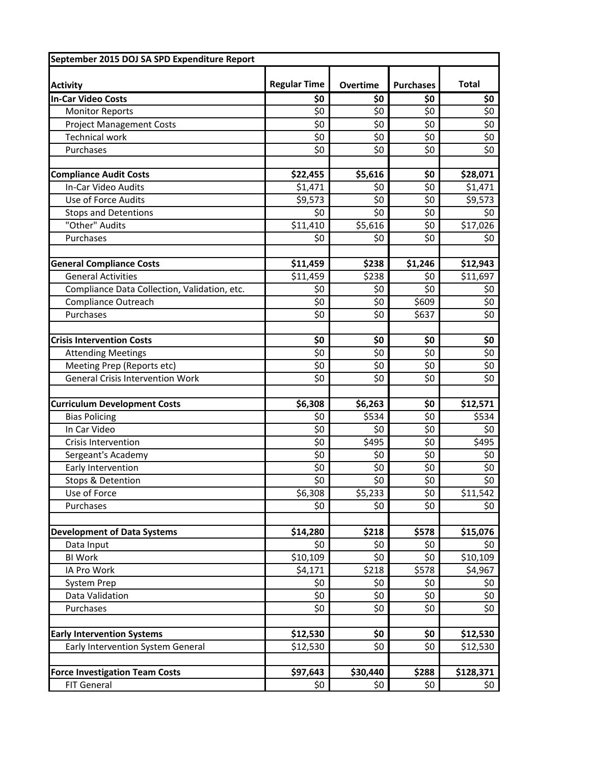| September 2015 DOJ SA SPD Expenditure Report | | | | |
|---|---|---|---|---|
| **Activity** | **Regular Time** | **Overtime** | **Purchases** | **Total** |
| **In-Car Video Costs** | **$0** | **$0** | **$0** | **$0** |
| Monitor Reports | $0 | $0 | $0 | $0 |
| Project Management Costs | $0 | $0 | $0 | $0 |
| Technical work | $0 | $0 | $0 | $0 |
| Purchases | $0 | $0 | $0 | $0 |
| | | | | |
| **Compliance Audit Costs** | **$22,455** | **$5,616** | **$0** | **$28,071** |
| In-Car Video Audits | $1,471 | $0 | $0 | $1,471 |
| Use of Force Audits | $9,573 | $0 | $0 | $9,573 |
| Stops and Detentions | $0 | $0 | $0 | $0 |
| "Other" Audits | $11,410 | $5,616 | $0 | $17,026 |
| Purchases | $0 | $0 | $0 | $0 |
| | | | | |
| **General Compliance Costs** | **$11,459** | **$238** | **$1,246** | **$12,943** |
| General Activities | $11,459 | $238 | $0 | $11,697 |
| Compliance Data Collection, Validation, etc. | $0 | $0 | $0 | $0 |
| Compliance Outreach | $0 | $0 | $609 | $0 |
| Purchases | $0 | $0 | $637 | $0 |
| | | | | |
| **Crisis Intervention Costs** | **$0** | **$0** | **$0** | **$0** |
| Attending Meetings | $0 | $0 | $0 | $0 |
| Meeting Prep (Reports etc) | $0 | $0 | $0 | $0 |
| General Crisis Intervention Work | $0 | $0 | $0 | $0 |
| | | | | |
| **Curriculum Development Costs** | **$6,308** | **$6,263** | **$0** | **$12,571** |
| Bias Policing | $0 | $534 | $0 | $534 |
| In Car Video | $0 | $0 | $0 | $0 |
| Crisis Intervention | $0 | $495 | $0 | $495 |
| Sergeant's Academy | $0 | $0 | $0 | $0 |
| Early Intervention | $0 | $0 | $0 | $0 |
| Stops & Detention | $0 | $0 | $0 | $0 |
| Use of Force | $6,308 | $5,233 | $0 | $11,542 |
| Purchases | $0 | $0 | $0 | $0 |
| | | | | |
| **Development of Data Systems** | **$14,280** | **$218** | **$578** | **$15,076** |
| Data Input | $0 | $0 | $0 | $0 |
| BI Work | $10,109 | $0 | $0 | $10,109 |
| IA Pro Work | $4,171 | $218 | $578 | $4,967 |
| System Prep | $0 | $0 | $0 | $0 |
| Data Validation | $0 | $0 | $0 | $0 |
| Purchases | $0 | $0 | $0 | $0 |
| | | | | |
| **Early Intervention Systems** | **$12,530** | **$0** | **$0** | **$12,530** |
| Early Intervention System General | $12,530 | $0 | $0 | $12,530 |
| | | | | |
| **Force Investigation Team Costs** | **$97,643** | **$30,440** | **$288** | **$128,371** |
| FIT General | $0 | $0 | $0 | $0 |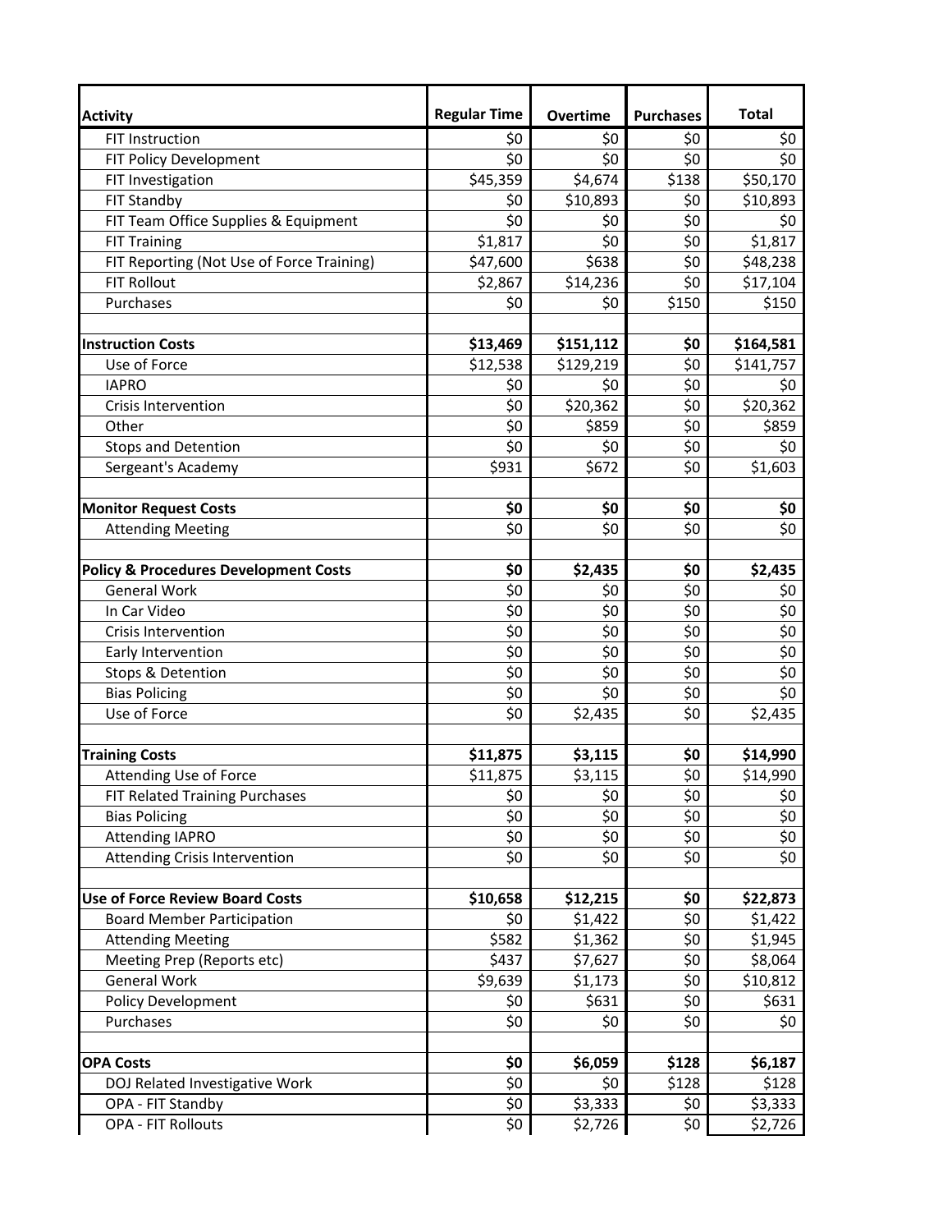| Activity | Regular Time | Overtime | Purchases | Total |
|---|---|---|---|---|
| FIT Instruction | $0 | $0 | $0 | $0 |
| FIT Policy Development | $0 | $0 | $0 | $0 |
| FIT Investigation | $45,359 | $4,674 | $138 | $50,170 |
| FIT Standby | $0 | $10,893 | $0 | $10,893 |
| FIT Team Office Supplies & Equipment | $0 | $0 | $0 | $0 |
| FIT Training | $1,817 | $0 | $0 | $1,817 |
| FIT Reporting (Not Use of Force Training) | $47,600 | $638 | $0 | $48,238 |
| FIT Rollout | $2,867 | $14,236 | $0 | $17,104 |
| Purchases | $0 | $0 | $150 | $150 |
| | | | | |
| **Instruction Costs** | **$13,469** | **$151,112** | **$0** | **$164,581** |
| Use of Force | $12,538 | $129,219 | $0 | $141,757 |
| IAPRO | $0 | $0 | $0 | $0 |
| Crisis Intervention | $0 | $20,362 | $0 | $20,362 |
| Other | $0 | $859 | $0 | $859 |
| Stops and Detention | $0 | $0 | $0 | $0 |
| Sergeant's Academy | $931 | $672 | $0 | $1,603 |
| | | | | |
| **Monitor Request Costs** | **$0** | **$0** | **$0** | **$0** |
| Attending Meeting | $0 | $0 | $0 | $0 |
| | | | | |
| **Policy & Procedures Development Costs** | **$0** | **$2,435** | **$0** | **$2,435** |
| General Work | $0 | $0 | $0 | $0 |
| In Car Video | $0 | $0 | $0 | $0 |
| Crisis Intervention | $0 | $0 | $0 | $0 |
| Early Intervention | $0 | $0 | $0 | $0 |
| Stops & Detention | $0 | $0 | $0 | $0 |
| Bias Policing | $0 | $0 | $0 | $0 |
| Use of Force | $0 | $2,435 | $0 | $2,435 |
| | | | | |
| **Training Costs** | **$11,875** | **$3,115** | **$0** | **$14,990** |
| Attending Use of Force | $11,875 | $3,115 | $0 | $14,990 |
| FIT Related Training Purchases | $0 | $0 | $0 | $0 |
| Bias Policing | $0 | $0 | $0 | $0 |
| Attending IAPRO | $0 | $0 | $0 | $0 |
| Attending Crisis Intervention | $0 | $0 | $0 | $0 |
| | | | | |
| **Use of Force Review Board Costs** | **$10,658** | **$12,215** | **$0** | **$22,873** |
| Board Member Participation | $0 | $1,422 | $0 | $1,422 |
| Attending Meeting | $582 | $1,362 | $0 | $1,945 |
| Meeting Prep (Reports etc) | $437 | $7,627 | $0 | $8,064 |
| General Work | $9,639 | $1,173 | $0 | $10,812 |
| Policy Development | $0 | $631 | $0 | $631 |
| Purchases | $0 | $0 | $0 | $0 |
| | | | | |
| **OPA Costs** | **$0** | **$6,059** | **$128** | **$6,187** |
| DOJ Related Investigative Work | $0 | $0 | $128 | $128 |
| OPA - FIT Standby | $0 | $3,333 | $0 | $3,333 |
| OPA - FIT Rollouts | $0 | $2,726 | $0 | $2,726 |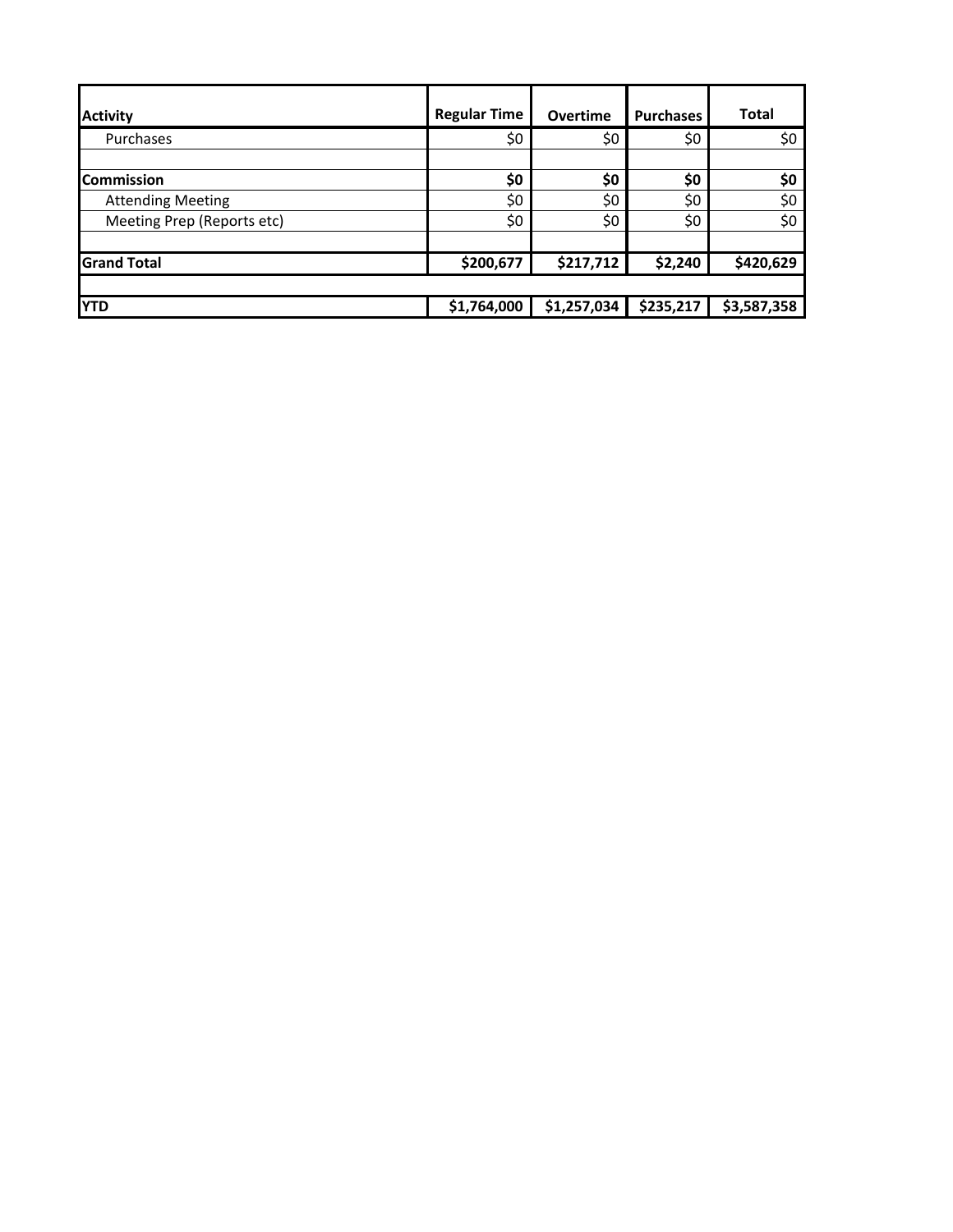| Activity | Regular Time | Overtime | Purchases | Total |
| --- | --- | --- | --- | --- |
| Purchases | $0 | $0 | $0 | $0 |
| | | | | |
| **Commission** | **$0** | **$0** | **$0** | **$0** |
| Attending Meeting | $0 | $0 | $0 | $0 |
| Meeting Prep (Reports etc) | $0 | $0 | $0 | $0 |
| | | | | |
| **Grand Total** | **$200,677** | **$217,712** | **$2,240** | **$420,629** |
| | | | | |
| **YTD** | **$1,764,000** | **$1,257,034** | **$235,217** | **$3,587,358** |